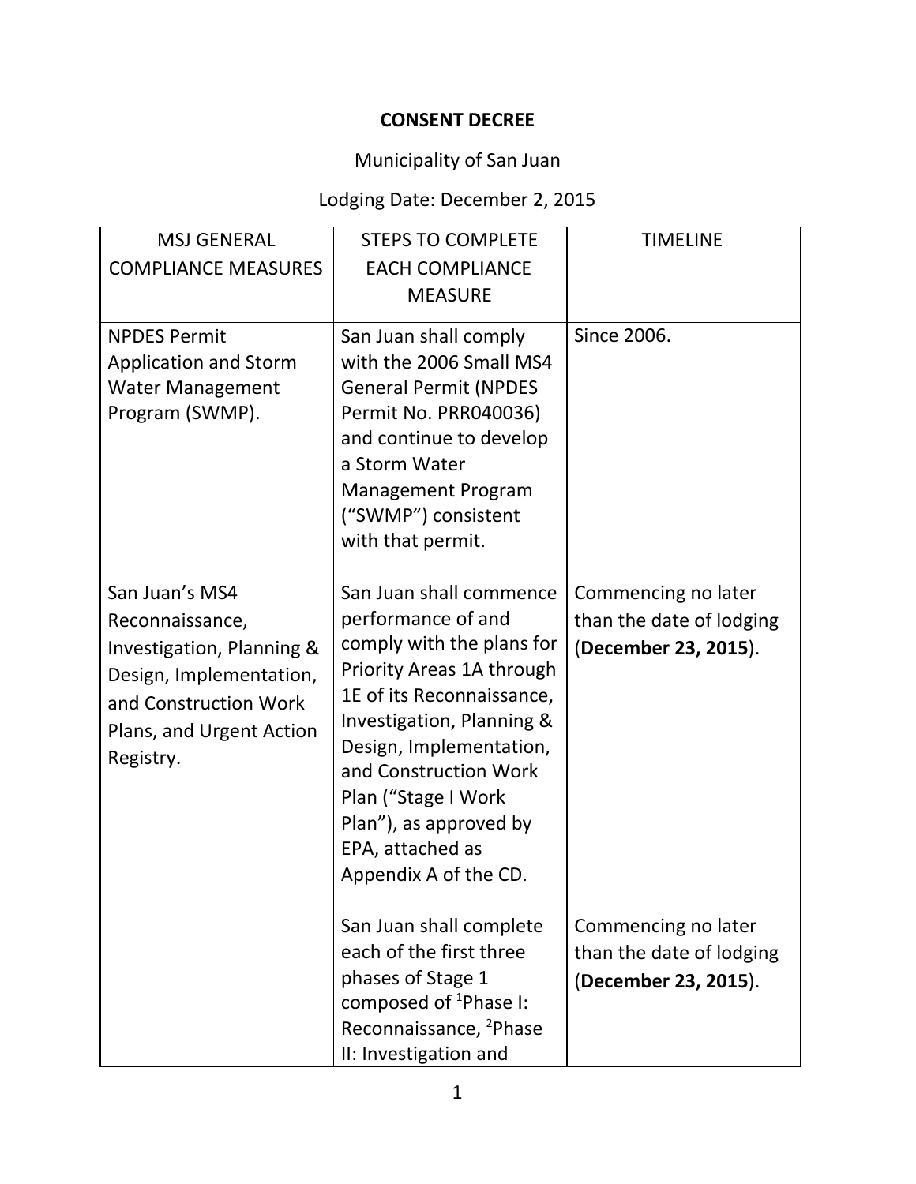**CONSENT DECREE**

Municipality of San Juan

Lodging Date: December 2, 2015

| MSJ GENERAL COMPLIANCE MEASURES | STEPS TO COMPLETE EACH COMPLIANCE MEASURE | TIMELINE |
|---|---|---|
| NPDES Permit Application and Storm Water Management Program (SWMP). | San Juan shall comply with the 2006 Small MS4 General Permit (NPDES Permit No. PRR040036) and continue to develop a Storm Water Management Program ("SWMP") consistent with that permit. | Since 2006. |
| San Juan's MS4 Reconnaissance, Investigation, Planning & Design, Implementation, and Construction Work Plans, and Urgent Action Registry. | San Juan shall commence performance of and comply with the plans for Priority Areas 1A through 1E of its Reconnaissance, Investigation, Planning & Design, Implementation, and Construction Work Plan ("Stage I Work Plan"), as approved by EPA, attached as Appendix A of the CD. | Commencing no later than the date of lodging (**December 23, 2015**). |
| | San Juan shall complete each of the first three phases of Stage 1 composed of [1]Phase I: Reconnaissance, [2]Phase II: Investigation and | Commencing no later than the date of lodging (**December 23, 2015**). |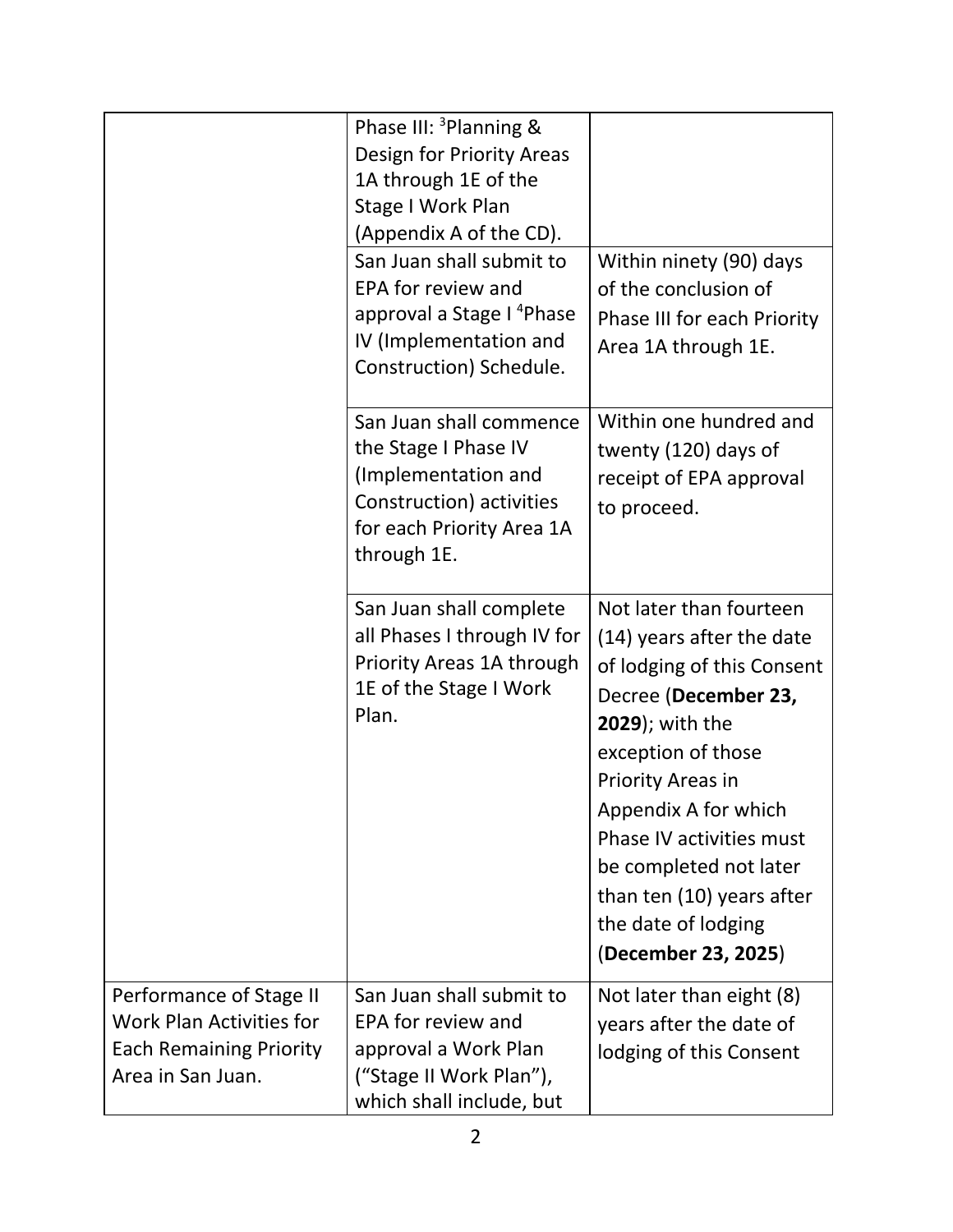| | | |
|---|---|---|
| | Phase III: [3]Planning & Design for Priority Areas 1A through 1E of the Stage I Work Plan (Appendix A of the CD). | |
| | San Juan shall submit to EPA for review and approval a Stage I [4]Phase IV (Implementation and Construction) Schedule. | Within ninety (90) days of the conclusion of Phase III for each Priority Area 1A through 1E. |
| | San Juan shall commence the Stage I Phase IV (Implementation and Construction) activities for each Priority Area 1A through 1E. | Within one hundred and twenty (120) days of receipt of EPA approval to proceed. |
| | San Juan shall complete all Phases I through IV for Priority Areas 1A through 1E of the Stage I Work Plan. | Not later than fourteen (14) years after the date of lodging of this Consent Decree (**December 23, 2029**); with the exception of those Priority Areas in Appendix A for which Phase IV activities must be completed not later than ten (10) years after the date of lodging (**December 23, 2025**) |
| Performance of Stage II Work Plan Activities for Each Remaining Priority Area in San Juan. | San Juan shall submit to EPA for review and approval a Work Plan ("Stage II Work Plan"), which shall include, but | Not later than eight (8) years after the date of lodging of this Consent |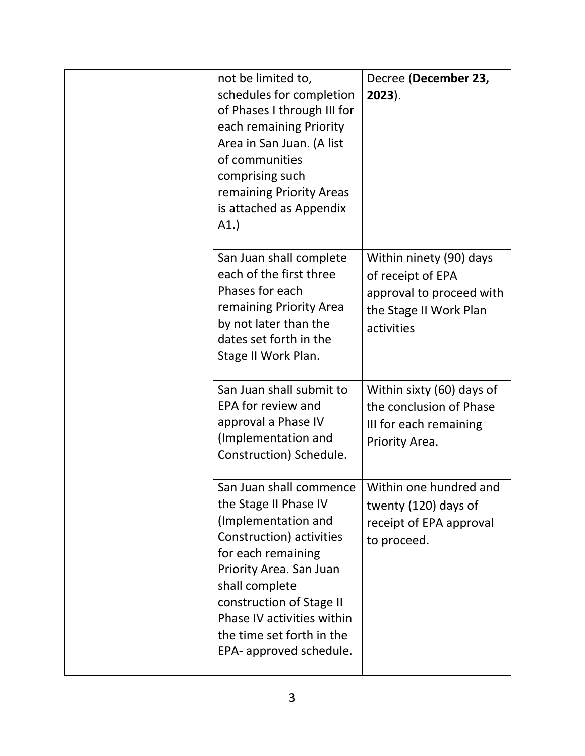| | | |
|---|---|---|
| | not be limited to, schedules for completion of Phases I through III for each remaining Priority Area in San Juan. (A list of communities comprising such remaining Priority Areas is attached as Appendix A1.) | Decree (**December 23, 2023**). |
| | San Juan shall complete each of the first three Phases for each remaining Priority Area by not later than the dates set forth in the Stage II Work Plan. | Within ninety (90) days of receipt of EPA approval to proceed with the Stage II Work Plan activities |
| | San Juan shall submit to EPA for review and approval a Phase IV (Implementation and Construction) Schedule. | Within sixty (60) days of the conclusion of Phase III for each remaining Priority Area. |
| | San Juan shall commence the Stage II Phase IV (Implementation and Construction) activities for each remaining Priority Area. San Juan shall complete construction of Stage II Phase IV activities within the time set forth in the EPA- approved schedule. | Within one hundred and twenty (120) days of receipt of EPA approval to proceed. |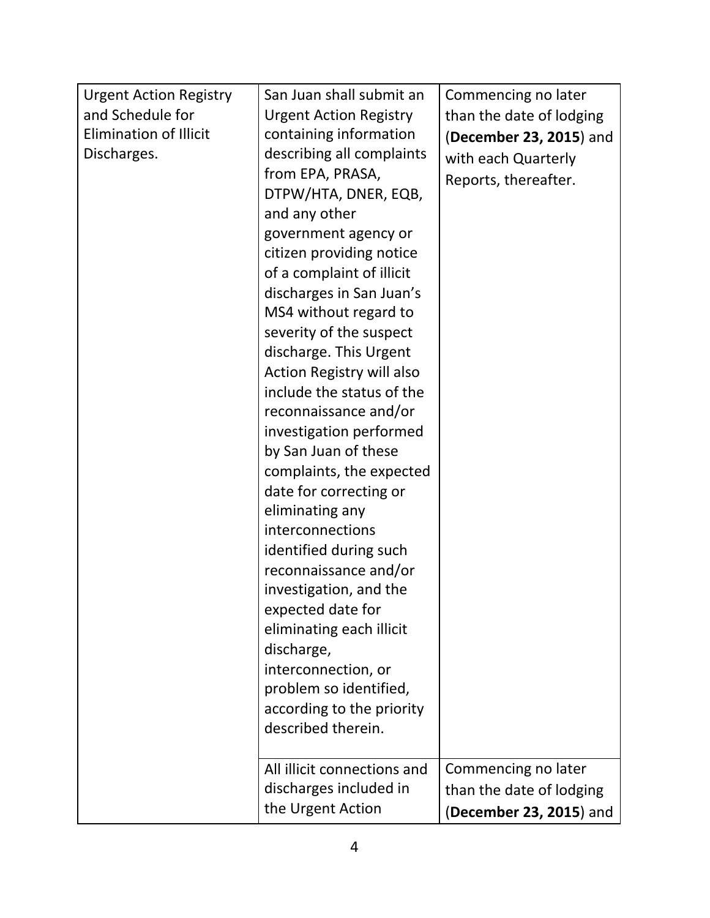| | | |
|---|---|---|
| Urgent Action Registry and Schedule for Elimination of Illicit Discharges. | San Juan shall submit an Urgent Action Registry containing information describing all complaints from EPA, PRASA, DTPW/HTA, DNER, EQB, and any other government agency or citizen providing notice of a complaint of illicit discharges in San Juan's MS4 without regard to severity of the suspect discharge. This Urgent Action Registry will also include the status of the reconnaissance and/or investigation performed by San Juan of these complaints, the expected date for correcting or eliminating any interconnections identified during such reconnaissance and/or investigation, and the expected date for eliminating each illicit discharge, interconnection, or problem so identified, according to the priority described therein. | Commencing no later than the date of lodging (**December 23, 2015**) and with each Quarterly Reports, thereafter. |
| | All illicit connections and discharges included in the Urgent Action | Commencing no later than the date of lodging (**December 23, 2015**) and |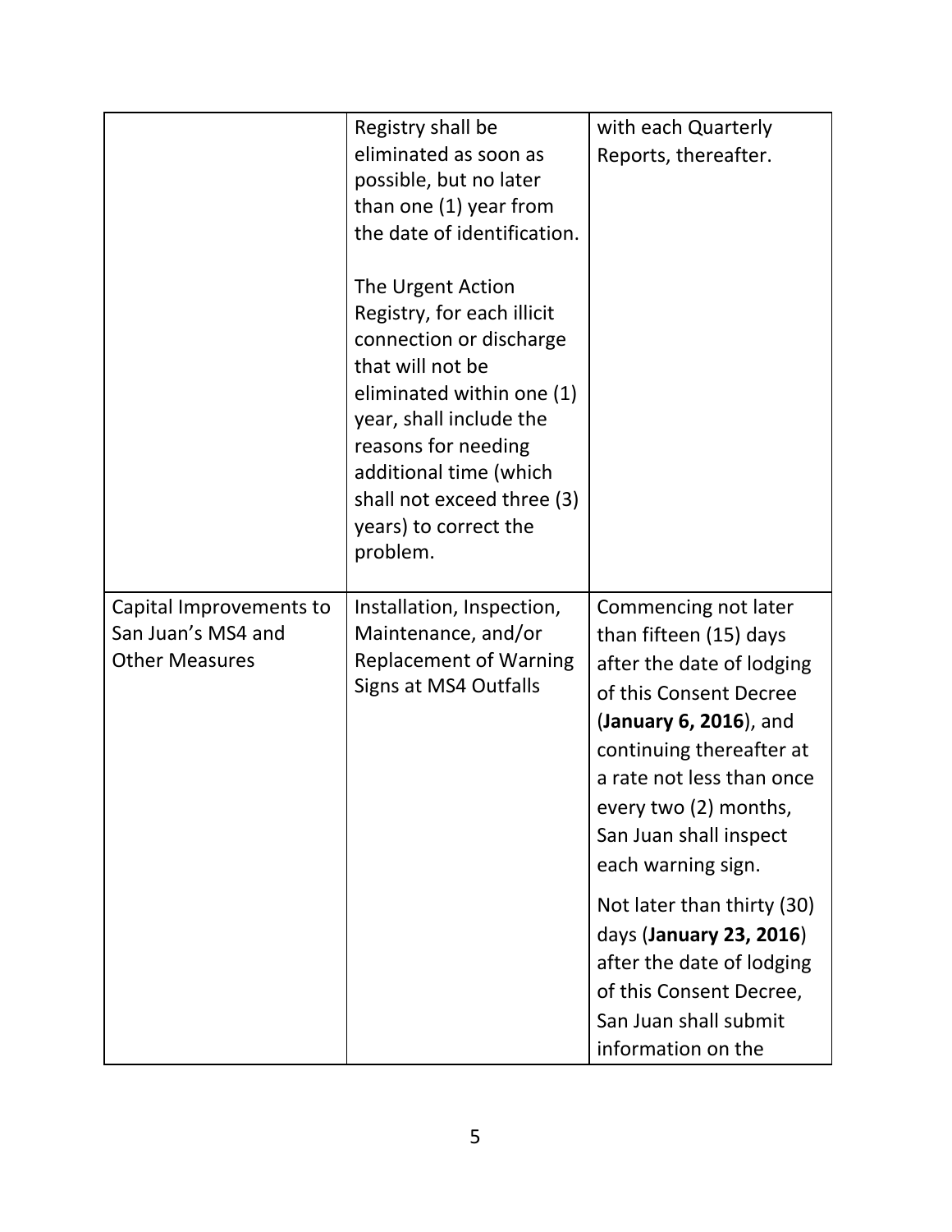| | | |
|---|---|---|
| | Registry shall be eliminated as soon as possible, but no later than one (1) year from the date of identification.<br><br>The Urgent Action Registry, for each illicit connection or discharge that will not be eliminated within one (1) year, shall include the reasons for needing additional time (which shall not exceed three (3) years) to correct the problem. | with each Quarterly Reports, thereafter. |
| Capital Improvements to San Juan's MS4 and Other Measures | Installation, Inspection, Maintenance, and/or Replacement of Warning Signs at MS4 Outfalls | Commencing not later than fifteen (15) days after the date of lodging of this Consent Decree (**January 6, 2016**), and continuing thereafter at a rate not less than once every two (2) months, San Juan shall inspect each warning sign.<br><br>Not later than thirty (30) days (**January 23, 2016**) after the date of lodging of this Consent Decree, San Juan shall submit information on the |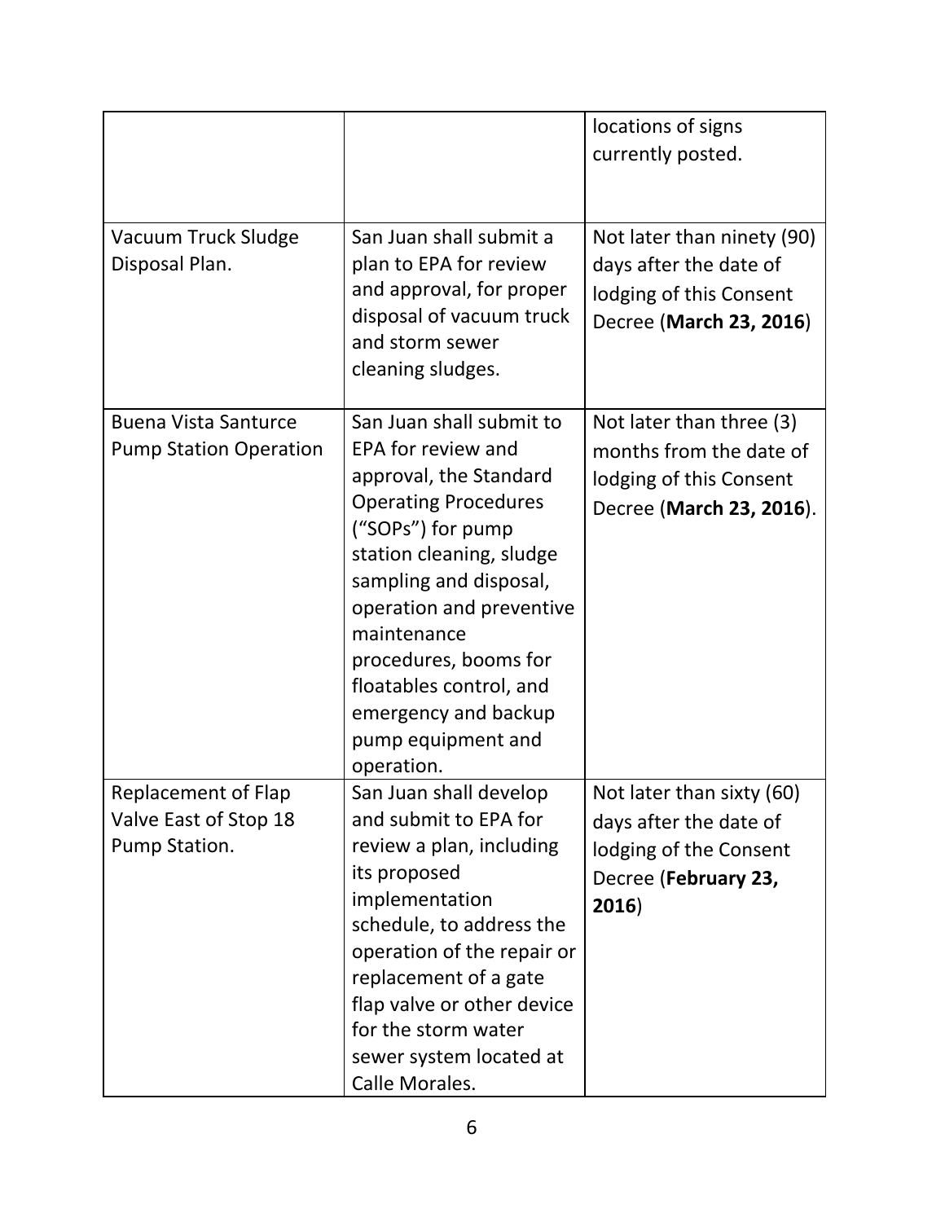| | | |
|---|---|---|
| | | locations of signs currently posted. |
| Vacuum Truck Sludge Disposal Plan. | San Juan shall submit a plan to EPA for review and approval, for proper disposal of vacuum truck and storm sewer cleaning sludges. | Not later than ninety (90) days after the date of lodging of this Consent Decree (**March 23, 2016**) |
| Buena Vista Santurce Pump Station Operation | San Juan shall submit to EPA for review and approval, the Standard Operating Procedures ("SOPs") for pump station cleaning, sludge sampling and disposal, operation and preventive maintenance procedures, booms for floatables control, and emergency and backup pump equipment and operation. | Not later than three (3) months from the date of lodging of this Consent Decree (**March 23, 2016**). |
| Replacement of Flap Valve East of Stop 18 Pump Station. | San Juan shall develop and submit to EPA for review a plan, including its proposed implementation schedule, to address the operation of the repair or replacement of a gate flap valve or other device for the storm water sewer system located at Calle Morales. | Not later than sixty (60) days after the date of lodging of the Consent Decree (**February 23, 2016**) |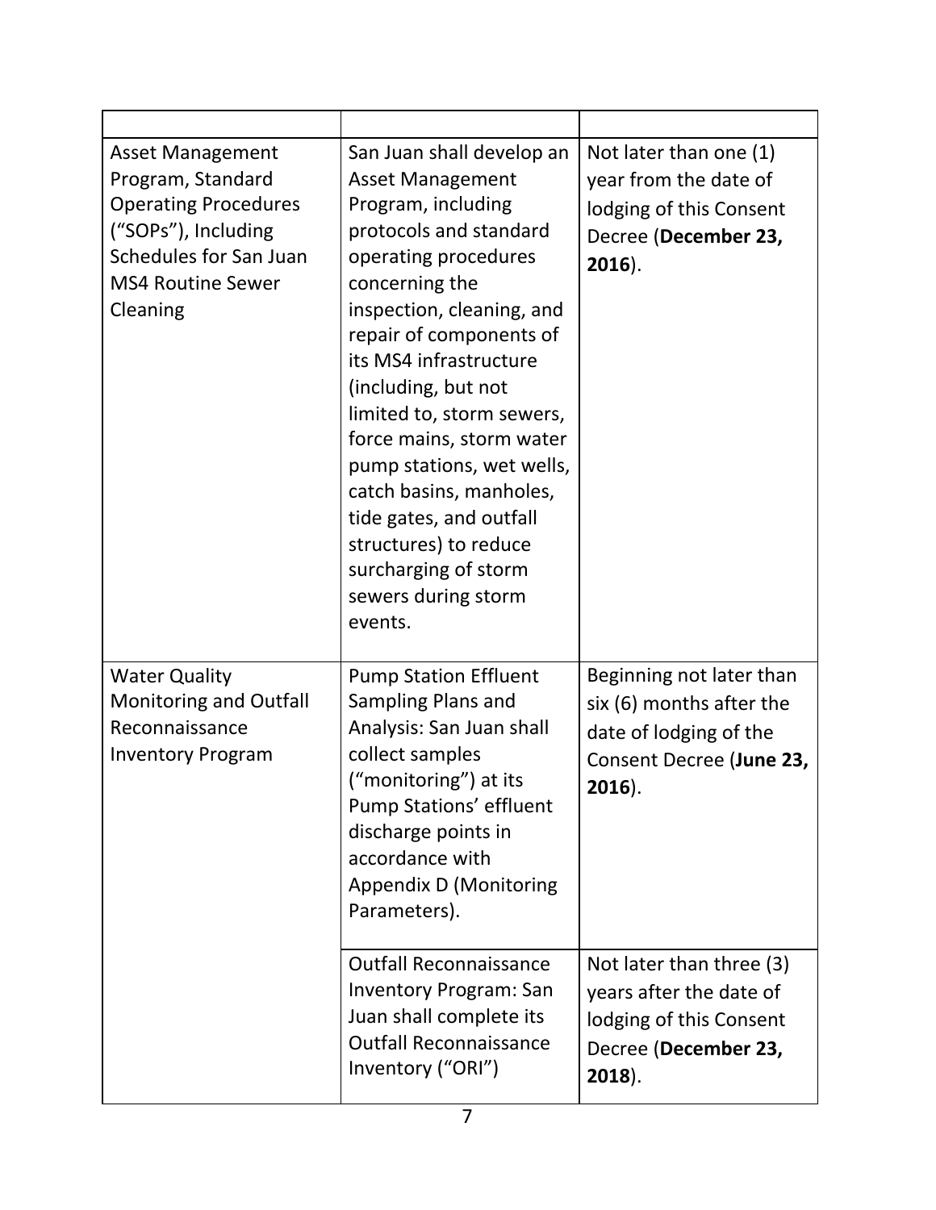| | | |
|---|---|---|
| Asset Management Program, Standard Operating Procedures ("SOPs"), Including Schedules for San Juan MS4 Routine Sewer Cleaning | San Juan shall develop an Asset Management Program, including protocols and standard operating procedures concerning the inspection, cleaning, and repair of components of its MS4 infrastructure (including, but not limited to, storm sewers, force mains, storm water pump stations, wet wells, catch basins, manholes, tide gates, and outfall structures) to reduce surcharging of storm sewers during storm events. | Not later than one (1) year from the date of lodging of this Consent Decree (**December 23, 2016**). |
| Water Quality Monitoring and Outfall Reconnaissance Inventory Program | Pump Station Effluent Sampling Plans and Analysis: San Juan shall collect samples ("monitoring") at its Pump Stations' effluent discharge points in accordance with Appendix D (Monitoring Parameters). | Beginning not later than six (6) months after the date of lodging of the Consent Decree (**June 23, 2016**). |
| | Outfall Reconnaissance Inventory Program: San Juan shall complete its Outfall Reconnaissance Inventory ("ORI") | Not later than three (3) years after the date of lodging of this Consent Decree (**December 23, 2018**). |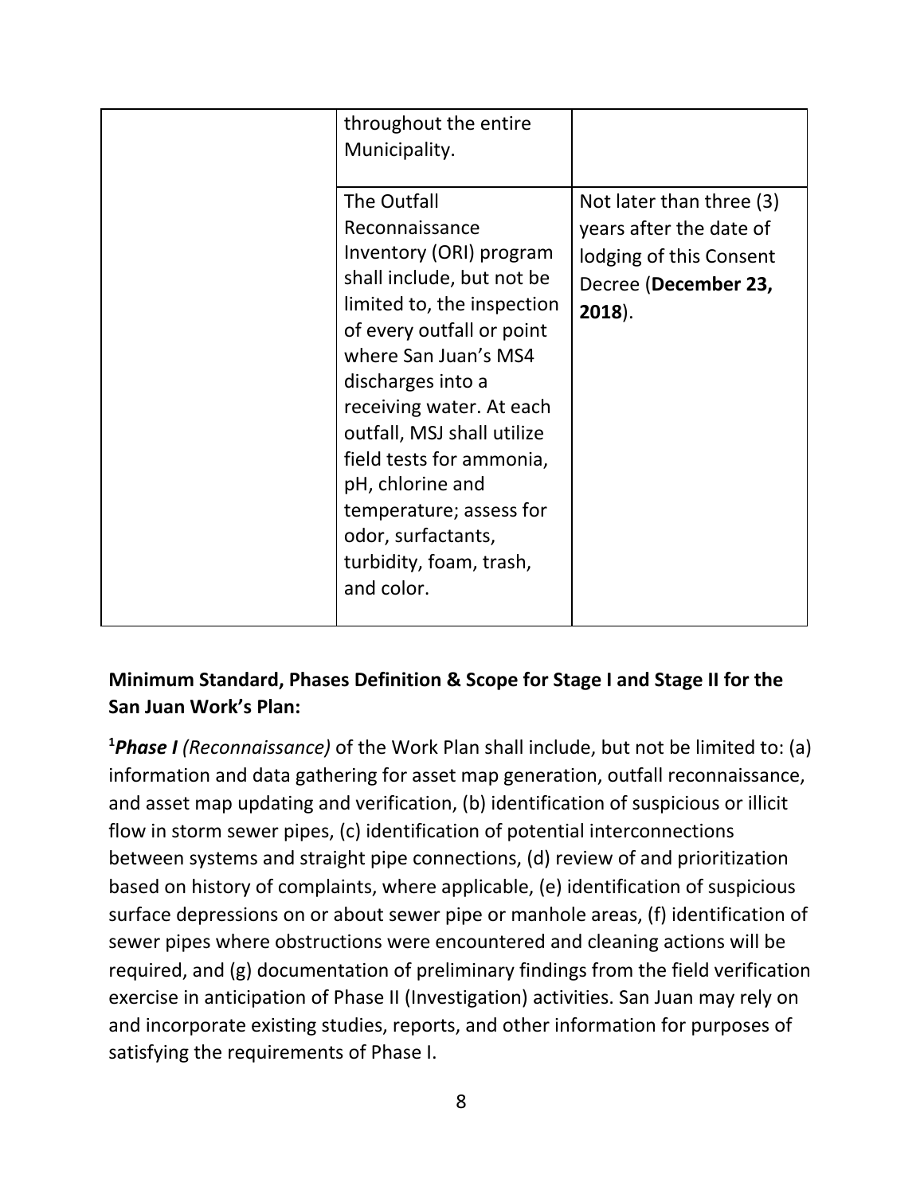| | | |
|---|---|---|
| | throughout the entire Municipality. | |
| | The Outfall Reconnaissance Inventory (ORI) program shall include, but not be limited to, the inspection of every outfall or point where San Juan's MS4 discharges into a receiving water. At each outfall, MSJ shall utilize field tests for ammonia, pH, chlorine and temperature; assess for odor, surfactants, turbidity, foam, trash, and color. | Not later than three (3) years after the date of lodging of this Consent Decree (**December 23, 2018**). |

**Minimum Standard, Phases Definition & Scope for Stage I and Stage II for the San Juan Work's Plan:**

[1]***Phase I*** *(Reconnaissance)* of the Work Plan shall include, but not be limited to: (a) information and data gathering for asset map generation, outfall reconnaissance, and asset map updating and verification, (b) identification of suspicious or illicit flow in storm sewer pipes, (c) identification of potential interconnections between systems and straight pipe connections, (d) review of and prioritization based on history of complaints, where applicable, (e) identification of suspicious surface depressions on or about sewer pipe or manhole areas, (f) identification of sewer pipes where obstructions were encountered and cleaning actions will be required, and (g) documentation of preliminary findings from the field verification exercise in anticipation of Phase II (Investigation) activities. San Juan may rely on and incorporate existing studies, reports, and other information for purposes of satisfying the requirements of Phase I.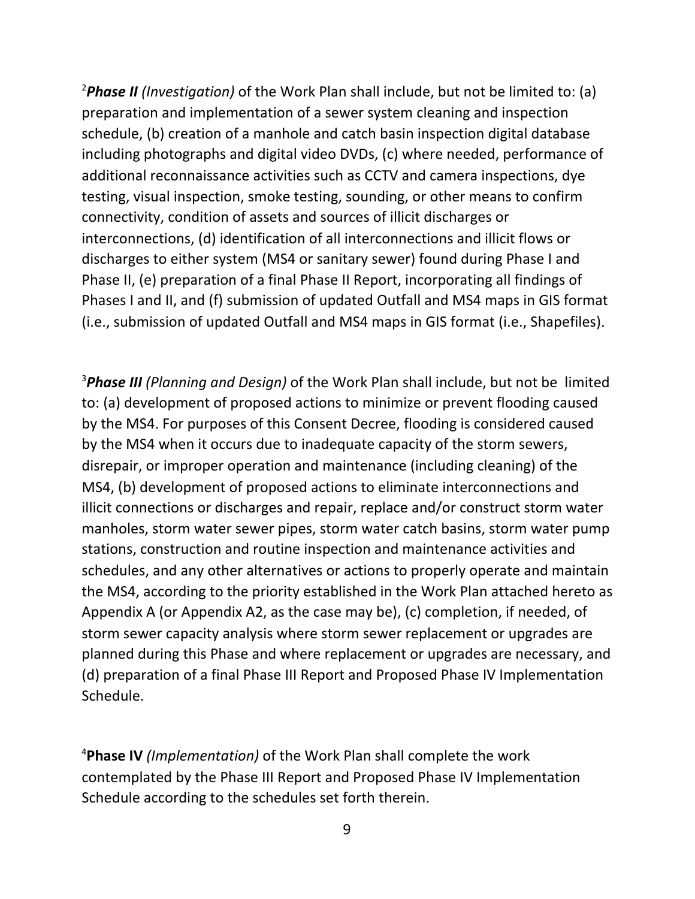[2]***Phase II*** *(Investigation)* of the Work Plan shall include, but not be limited to: (a) preparation and implementation of a sewer system cleaning and inspection schedule, (b) creation of a manhole and catch basin inspection digital database including photographs and digital video DVDs, (c) where needed, performance of additional reconnaissance activities such as CCTV and camera inspections, dye testing, visual inspection, smoke testing, sounding, or other means to confirm connectivity, condition of assets and sources of illicit discharges or interconnections, (d) identification of all interconnections and illicit flows or discharges to either system (MS4 or sanitary sewer) found during Phase I and Phase II, (e) preparation of a final Phase II Report, incorporating all findings of Phases I and II, and (f) submission of updated Outfall and MS4 maps in GIS format (i.e., submission of updated Outfall and MS4 maps in GIS format (i.e., Shapefiles).

[3]***Phase III*** *(Planning and Design)* of the Work Plan shall include, but not be limited to: (a) development of proposed actions to minimize or prevent flooding caused by the MS4. For purposes of this Consent Decree, flooding is considered caused by the MS4 when it occurs due to inadequate capacity of the storm sewers, disrepair, or improper operation and maintenance (including cleaning) of the MS4, (b) development of proposed actions to eliminate interconnections and illicit connections or discharges and repair, replace and/or construct storm water manholes, storm water sewer pipes, storm water catch basins, storm water pump stations, construction and routine inspection and maintenance activities and schedules, and any other alternatives or actions to properly operate and maintain the MS4, according to the priority established in the Work Plan attached hereto as Appendix A (or Appendix A2, as the case may be), (c) completion, if needed, of storm sewer capacity analysis where storm sewer replacement or upgrades are planned during this Phase and where replacement or upgrades are necessary, and (d) preparation of a final Phase III Report and Proposed Phase IV Implementation Schedule.

[4]**Phase IV** *(Implementation)* of the Work Plan shall complete the work contemplated by the Phase III Report and Proposed Phase IV Implementation Schedule according to the schedules set forth therein.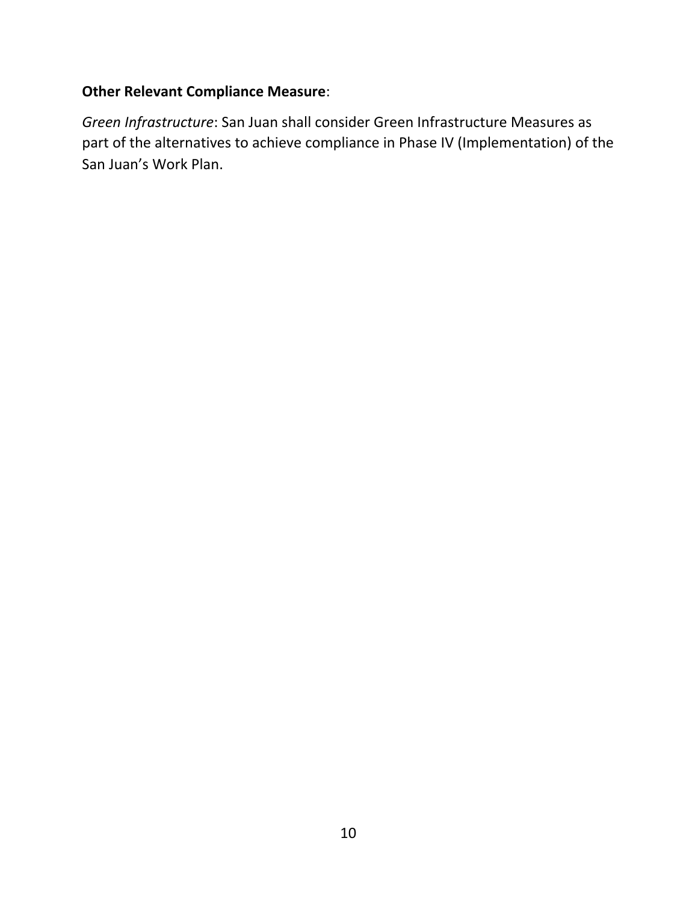**Other Relevant Compliance Measure**:

*Green Infrastructure*: San Juan shall consider Green Infrastructure Measures as part of the alternatives to achieve compliance in Phase IV (Implementation) of the San Juan's Work Plan.